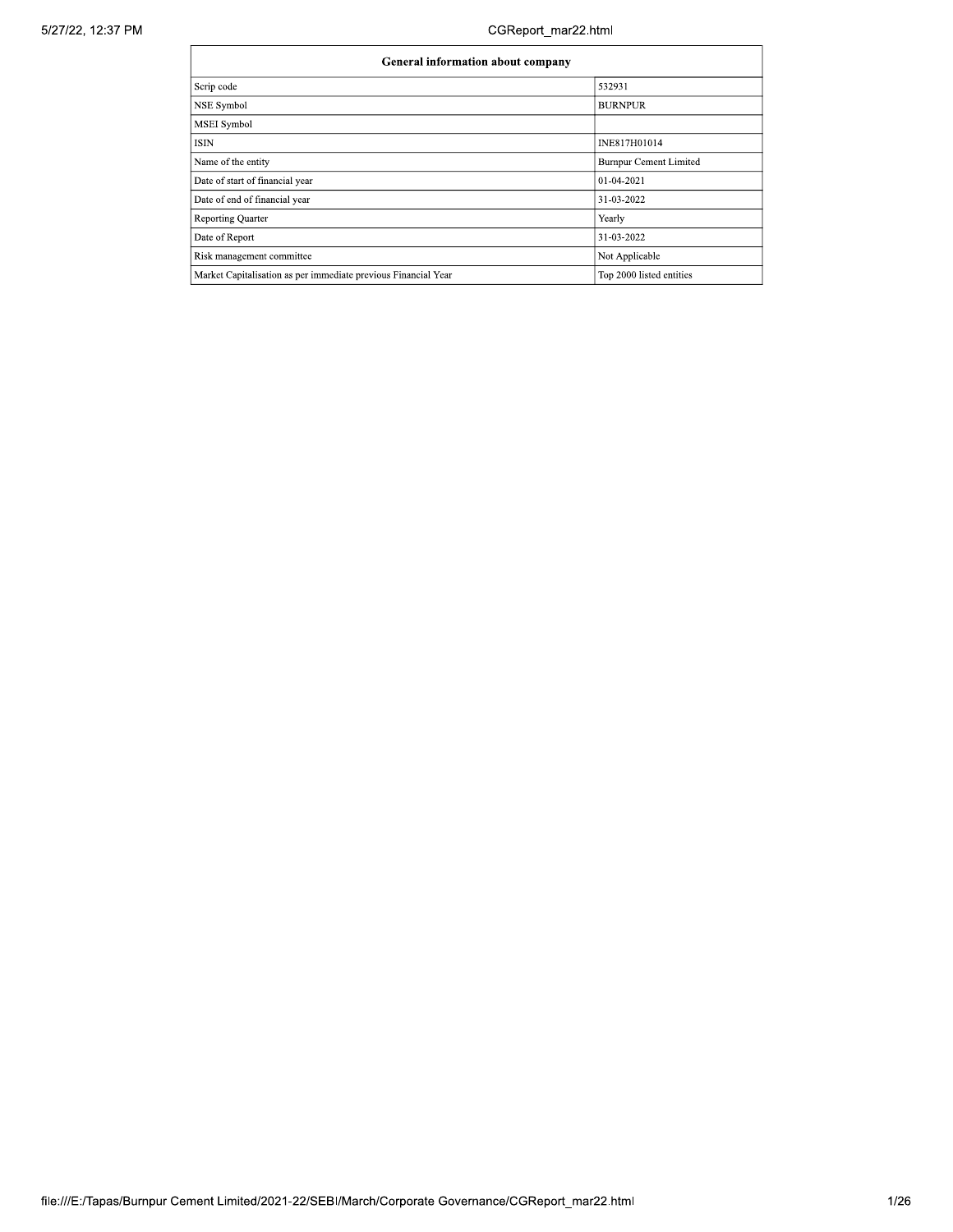| General information about company | |
|---|---|
| Scrip code | 532931 |
| NSE Symbol | BURNPUR |
| MSEI Symbol | |
| ISIN | INE817H01014 |
| Name of the entity | Burnpur Cement Limited |
| Date of start of financial year | 01-04-2021 |
| Date of end of financial year | 31-03-2022 |
| Reporting Quarter | Yearly |
| Date of Report | 31-03-2022 |
| Risk management committee | Not Applicable |
| Market Capitalisation as per immediate previous Financial Year | Top 2000 listed entities |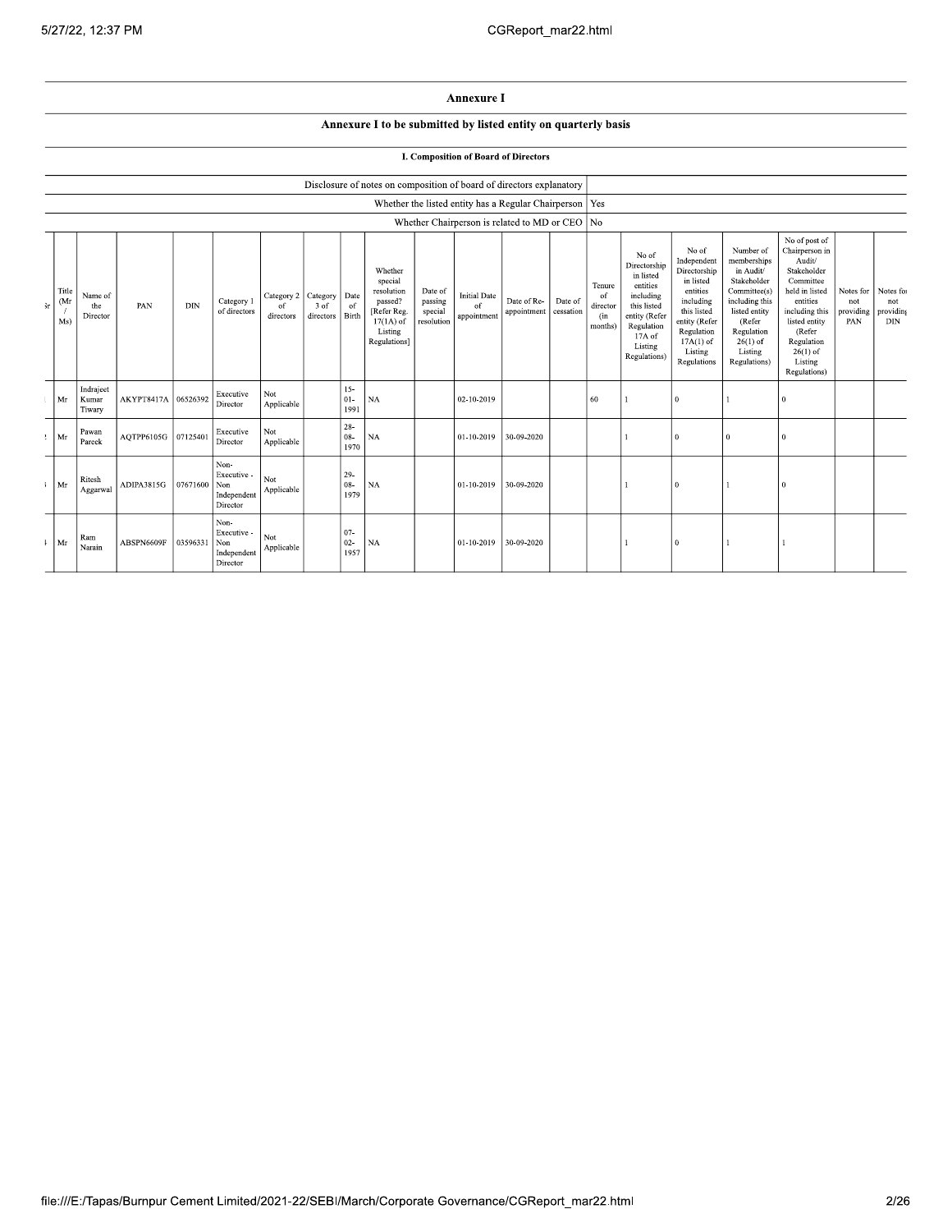# Annexure I

## Annexure I to be submitted by listed entity on quarterly basis

### I. Composition of Board of Directors

| Disclosure of notes on composition of board of directors explanatory | |
|---|---|
| Whether the listed entity has a Regular Chairperson | Yes |
| Whether Chairperson is related to MD or CEO | No |

| Sr | Title (Mr / Ms) | Name of the Director | PAN | DIN | Category 1 of directors | Category 2 of directors | Category 3 of directors | Date of Birth | Whether special resolution passed? [Refer Reg. 17(1A) of Listing Regulations] | Date of passing special resolution | Initial Date of appointment | Date of Re-appointment | Date of cessation | Tenure of director (in months) | No of Directorship in listed entities including this listed entity (Refer Regulation 17A of Listing Regulations) | No of Independent Directorship in listed entities including this listed entity (Refer Regulation 17A(1) of Listing Regulations | Number of memberships in Audit/ Stakeholder Committee(s) including this listed entity (Refer Regulation 26(1) of Listing Regulations) | No of post of Chairperson in Audit/ Stakeholder Committee held in listed entities including this listed entity (Refer Regulation 26(1) of Listing Regulations) | Notes for not providing PAN | Notes for not providing DIN |
|---|---|---|---|---|---|---|---|---|---|---|---|---|---|---|---|---|---|---|---|---|
| 1 | Mr | Indrajeet Kumar Tiwary | AKYPT8417A | 06526392 | Executive Director | Not Applicable | | 15-01-1991 | NA | | 02-10-2019 | | | 60 | 1 | 0 | 1 | 0 | | |
| 2 | Mr | Pawan Pareek | AQTPP6105G | 07125401 | Executive Director | Not Applicable | | 28-08-1970 | NA | | 01-10-2019 | 30-09-2020 | | | 1 | 0 | 0 | 0 | | |
| 3 | Mr | Ritesh Aggarwal | ADIPA3815G | 07671600 | Non-Executive - Non Independent Director | Not Applicable | | 29-08-1979 | NA | | 01-10-2019 | 30-09-2020 | | | 1 | 0 | 1 | 0 | | |
| 4 | Mr | Ram Narain | ABSPN6609F | 03596331 | Non-Executive - Non Independent Director | Not Applicable | | 07-02-1957 | NA | | 01-10-2019 | 30-09-2020 | | | 1 | 0 | 1 | 1 | | |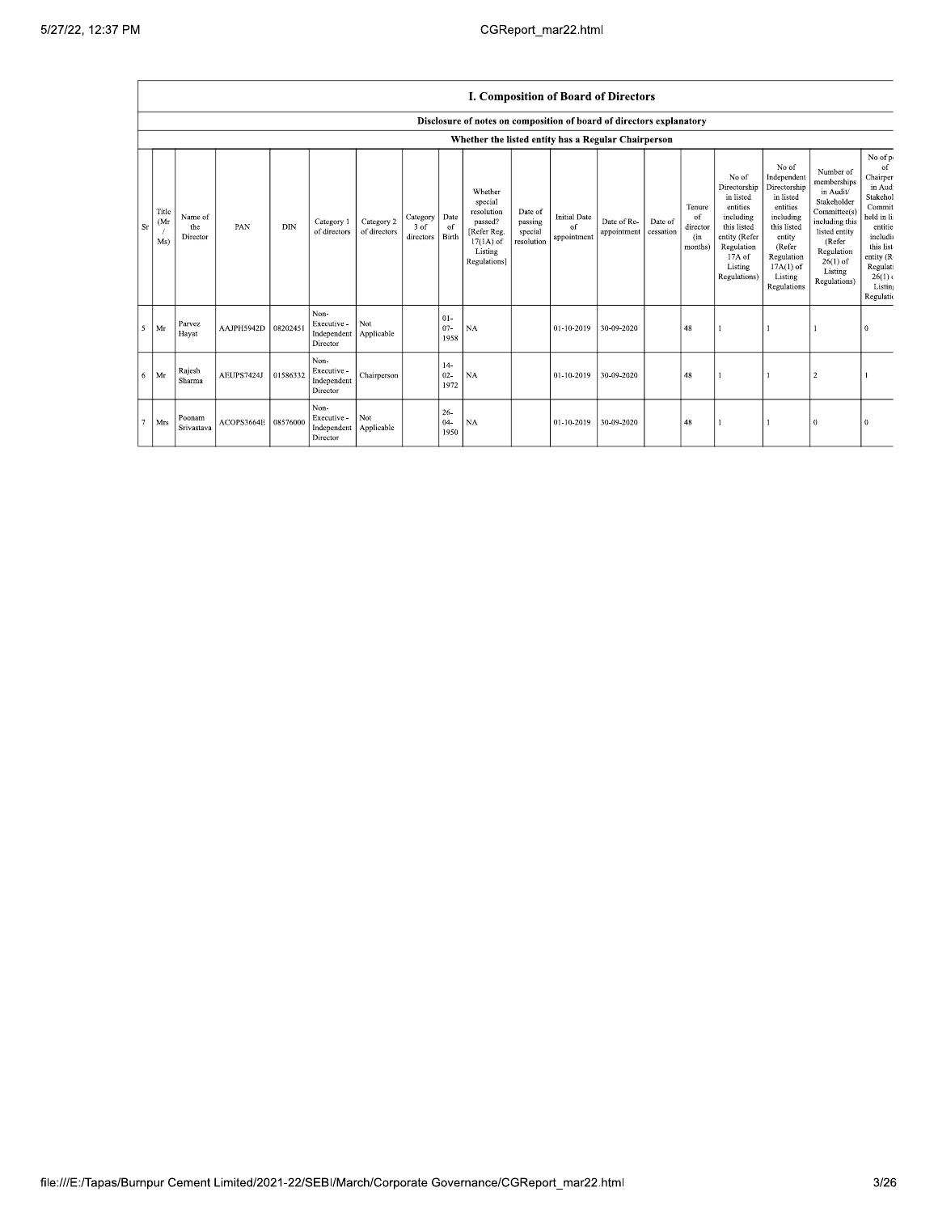## I. Composition of Board of Directors

### Disclosure of notes on composition of board of directors explanatory

### Whether the listed entity has a Regular Chairperson

| Sr | Title (Mr / Ms) | Name of the Director | PAN | DIN | Category 1 of directors | Category 2 of directors | Category 3 of directors | Date of Birth | Whether special resolution passed? [Refer Reg. 17(1A) of Listing Regulations] | Date of passing special resolution | Initial Date of appointment | Date of Re-appointment | Date of cessation | Tenure of director (in months) | No of Directorship in listed entities including this listed entity (Refer Regulation 17A of Listing Regulations) | No of Independent Directorship in listed entities including this listed entity (Refer Regulation 17A(1) of Listing Regulations | Number of memberships in Audit/ Stakeholder Committee(s) including this listed entity (Refer Regulation 26(1) of Listing Regulations) | No of p of Chairper in Aud Stakehol Commit held in li entitie includi this list entity (R Regulati 26(1) c Listing Regulatio |
|---|---|---|---|---|---|---|---|---|---|---|---|---|---|---|---|---|---|---|
| 5 | Mr | Parvez Hayat | AAJPH5942D | 08202451 | Non-Executive - Independent Director | Not Applicable | | 01-07-1958 | NA | | 01-10-2019 | 30-09-2020 | | 48 | 1 | 1 | 1 | 0 |
| 6 | Mr | Rajesh Sharma | AEUPS7424J | 01586332 | Non-Executive - Independent Director | Chairperson | | 14-02-1972 | NA | | 01-10-2019 | 30-09-2020 | | 48 | 1 | 1 | 2 | 1 |
| 7 | Mrs | Poonam Srivastava | ACOPS3664E | 08576000 | Non-Executive - Independent Director | Not Applicable | | 26-04-1950 | NA | | 01-10-2019 | 30-09-2020 | | 48 | 1 | 1 | 0 | 0 |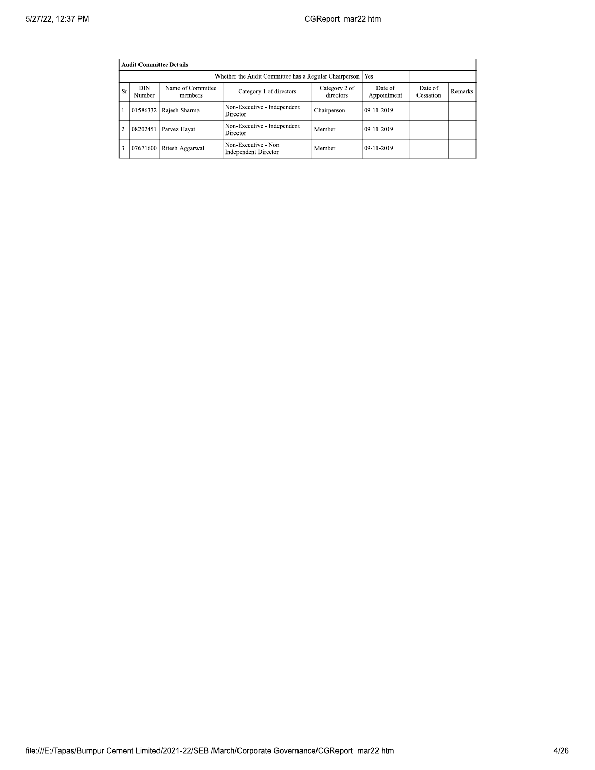| Audit Committee Details | | | | | | | |
|---|---|---|---|---|---|---|---|
| Whether the Audit Committee has a Regular Chairperson | | | | | Yes | | |
| Sr | DIN Number | Name of Committee members | Category 1 of directors | Category 2 of directors | Date of Appointment | Date of Cessation | Remarks |
| 1 | 01586332 | Rajesh Sharma | Non-Executive - Independent Director | Chairperson | 09-11-2019 | | |
| 2 | 08202451 | Parvez Hayat | Non-Executive - Independent Director | Member | 09-11-2019 | | |
| 3 | 07671600 | Ritesh Aggarwal | Non-Executive - Non Independent Director | Member | 09-11-2019 | | |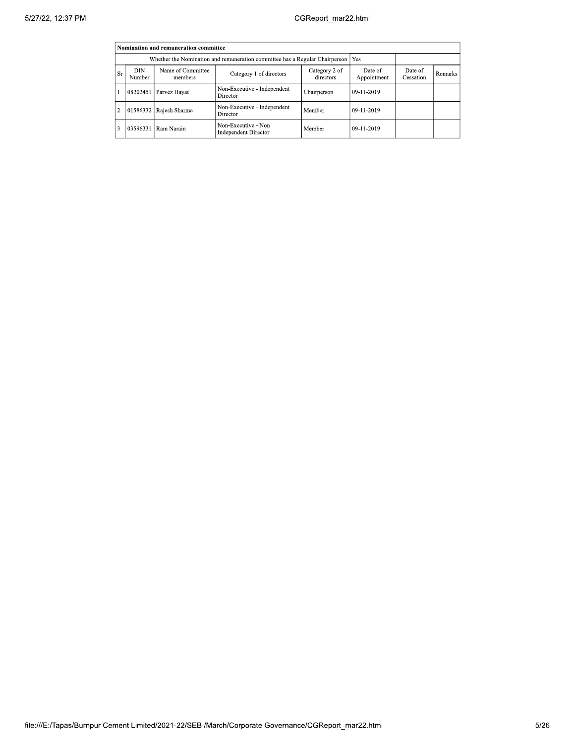| Nomination and remuneration committee | | | | | | | |
|---|---|---|---|---|---|---|---|
| Whether the Nomination and remuneration committee has a Regular Chairperson | | | | | Yes | | |
| Sr | DIN Number | Name of Committee members | Category 1 of directors | Category 2 of directors | Date of Appointment | Date of Cessation | Remarks |
| 1 | 08202451 | Parvez Hayat | Non-Executive - Independent Director | Chairperson | 09-11-2019 | | |
| 2 | 01586332 | Rajesh Sharma | Non-Executive - Independent Director | Member | 09-11-2019 | | |
| 3 | 03596331 | Ram Narain | Non-Executive - Non Independent Director | Member | 09-11-2019 | | |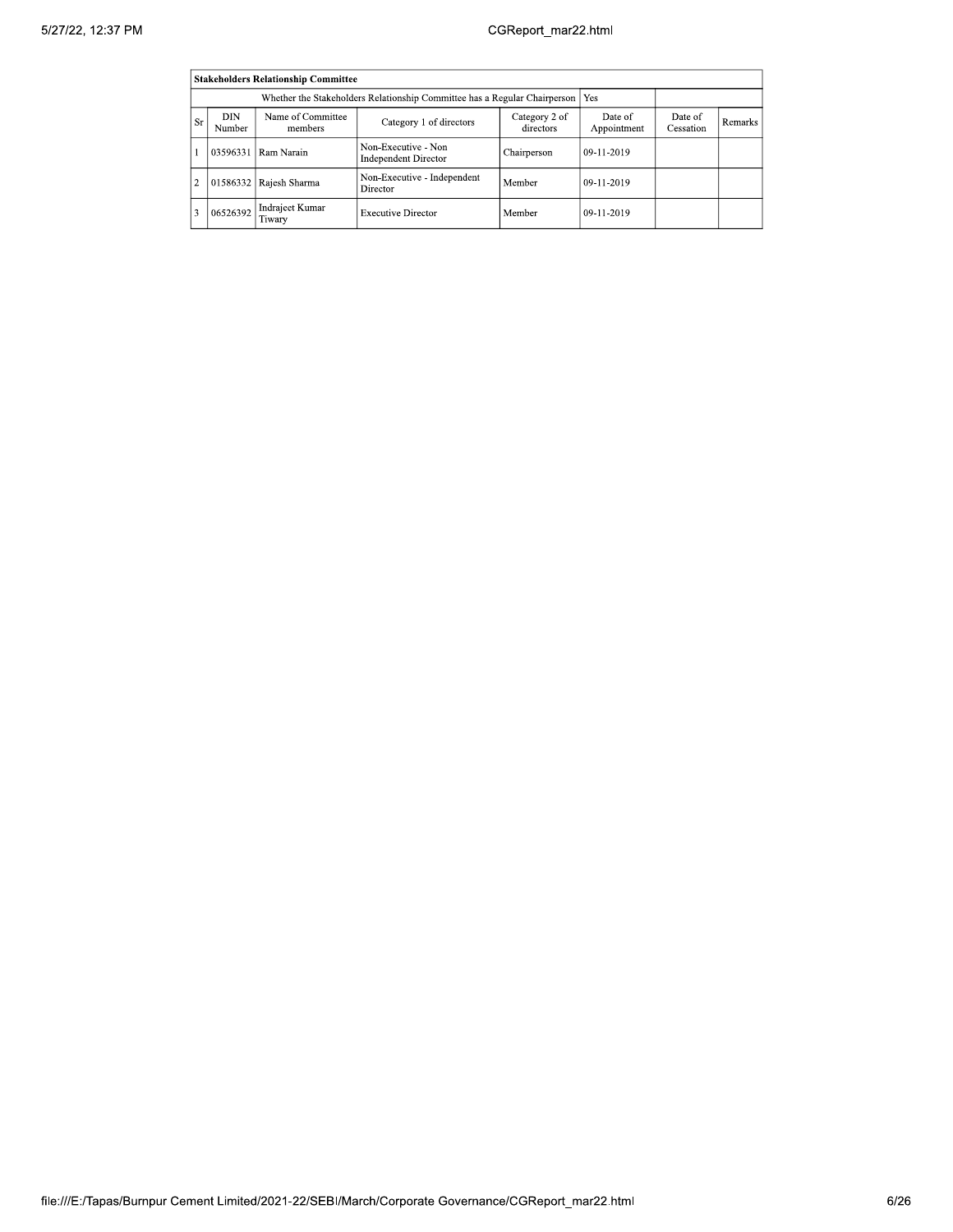| Stakeholders Relationship Committee | | | | | | | |
|---|---|---|---|---|---|---|---|
| Whether the Stakeholders Relationship Committee has a Regular Chairperson | | | | | Yes | | |
| Sr | DIN Number | Name of Committee members | Category 1 of directors | Category 2 of directors | Date of Appointment | Date of Cessation | Remarks |
| 1 | 03596331 | Ram Narain | Non-Executive - Non Independent Director | Chairperson | 09-11-2019 | | |
| 2 | 01586332 | Rajesh Sharma | Non-Executive - Independent Director | Member | 09-11-2019 | | |
| 3 | 06526392 | Indrajeet Kumar Tiwary | Executive Director | Member | 09-11-2019 | | |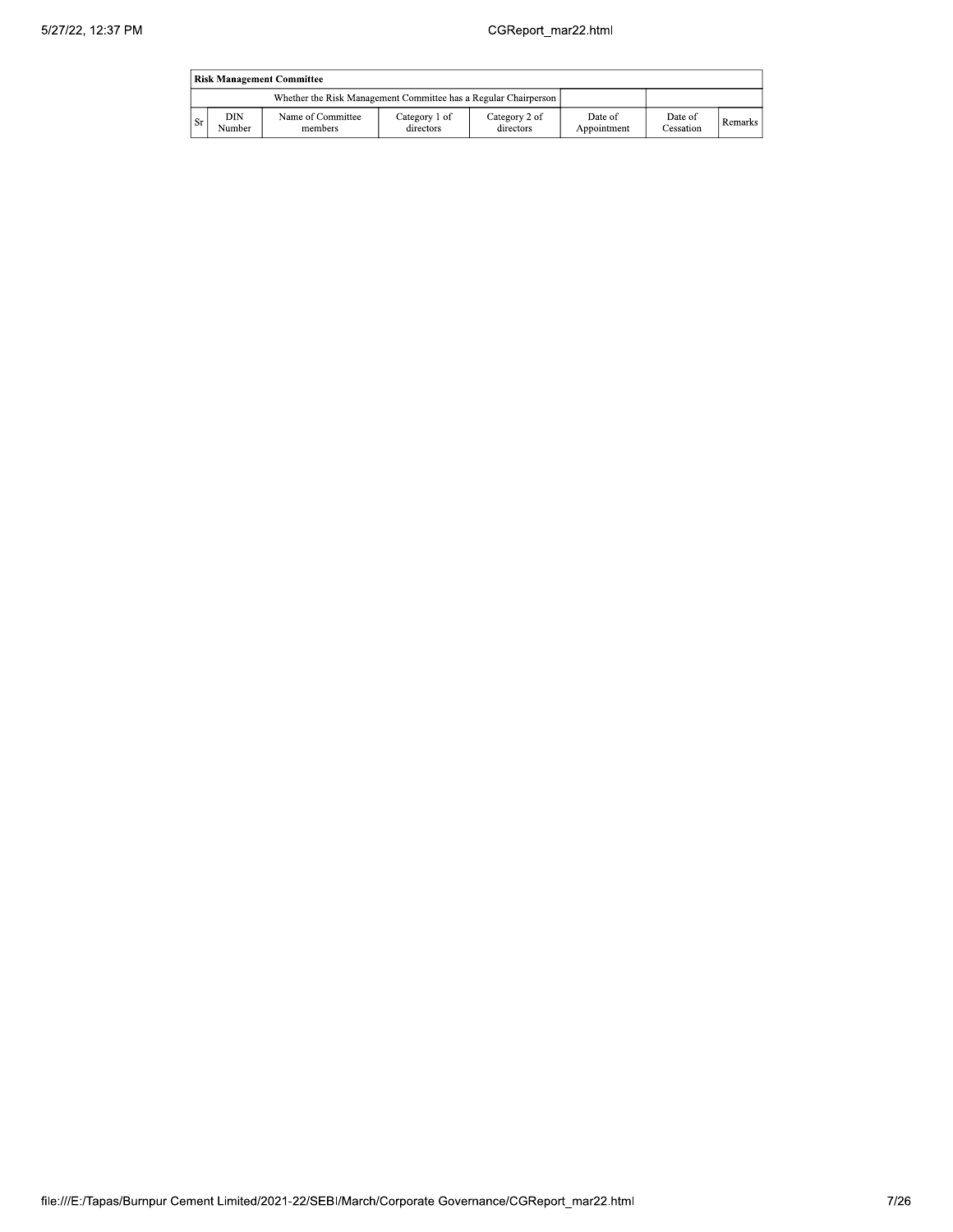| Risk Management Committee | | | | | | | |
|---|---|---|---|---|---|---|---|
| Whether the Risk Management Committee has a Regular Chairperson | | | | | | | |
| Sr | DIN Number | Name of Committee members | Category 1 of directors | Category 2 of directors | Date of Appointment | Date of Cessation | Remarks |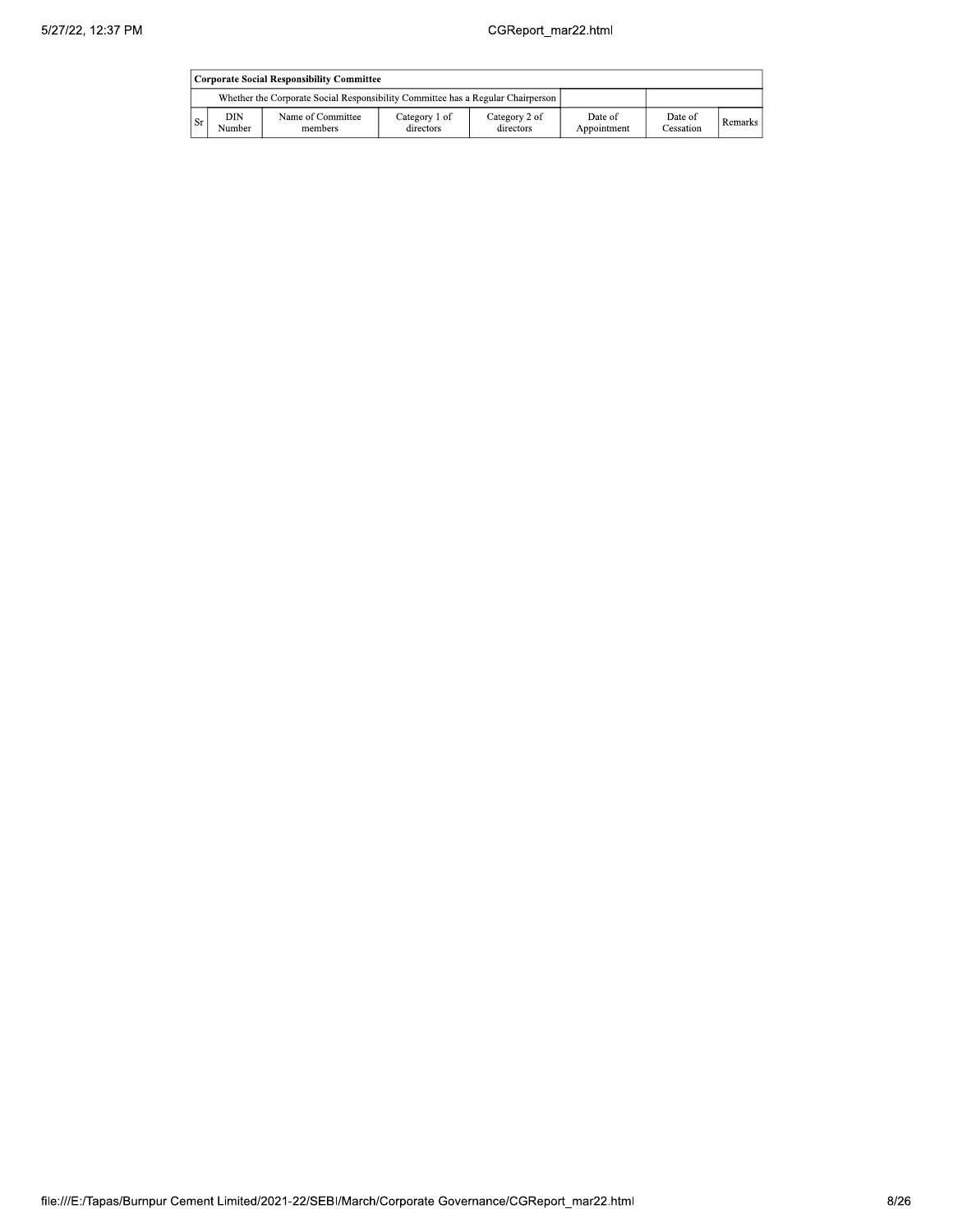| Corporate Social Responsibility Committee | | | | | | | |
|---|---|---|---|---|---|---|---|
| | Whether the Corporate Social Responsibility Committee has a Regular Chairperson | | | | | | |
| Sr | DIN Number | Name of Committee members | Category 1 of directors | Category 2 of directors | Date of Appointment | Date of Cessation | Remarks |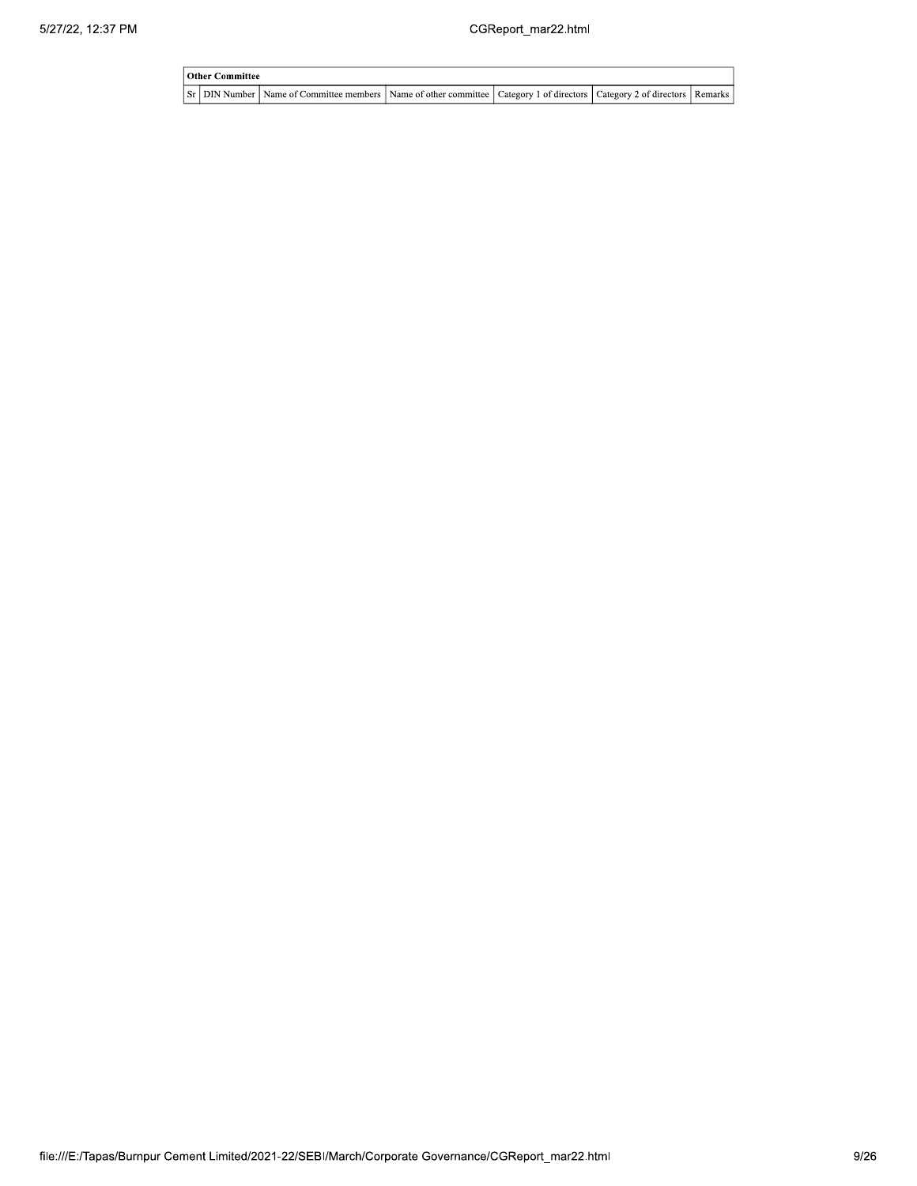| Other Committee | | | | | | |
|---|---|---|---|---|---|---|
| Sr | DIN Number | Name of Committee members | Name of other committee | Category 1 of directors | Category 2 of directors | Remarks |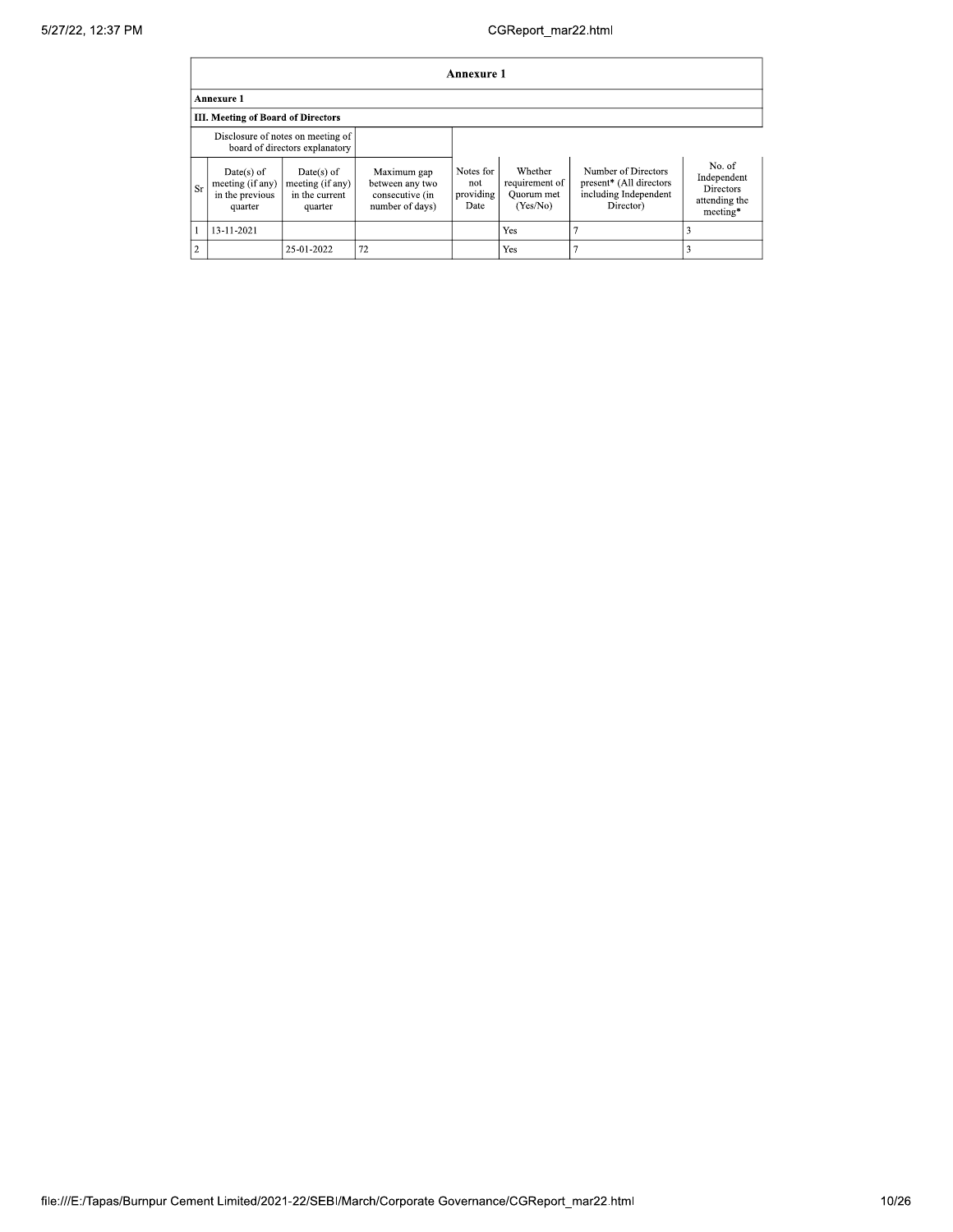| Annexure 1 | | | | | | | |
|---|---|---|---|---|---|---|---|
| **Annexure 1** | | | | | | | |
| **III. Meeting of Board of Directors** | | | | | | | |
| Disclosure of notes on meeting of board of directors explanatory | | | | | | | |
| Sr | Date(s) of meeting (if any) in the previous quarter | Date(s) of meeting (if any) in the current quarter | Maximum gap between any two consecutive (in number of days) | Notes for not providing Date | Whether requirement of Quorum met (Yes/No) | Number of Directors present* (All directors including Independent Director) | No. of Independent Directors attending the meeting* |
| 1 | 13-11-2021 | | | | Yes | 7 | 3 |
| 2 | | 25-01-2022 | 72 | | Yes | 7 | 3 |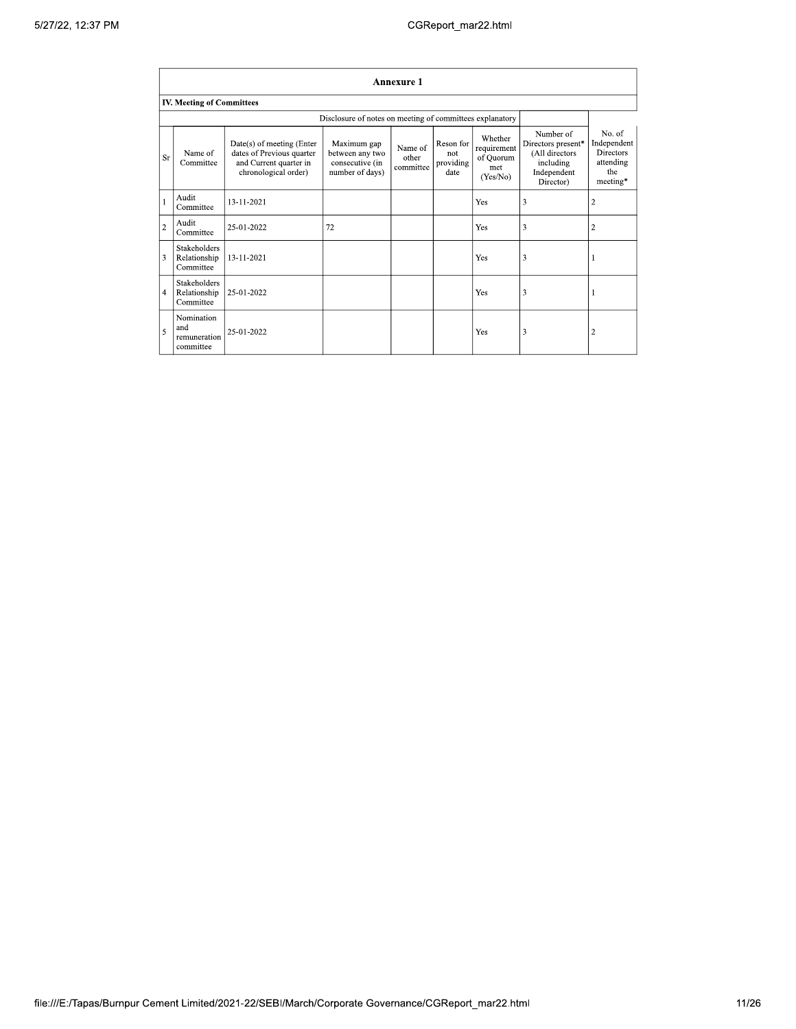| Annexure 1 | | | | | | | | |
|---|---|---|---|---|---|---|---|---|
| **IV. Meeting of Committees** | | | | | | | | |
| Disclosure of notes on meeting of committees explanatory | | | | | | | | |
| Sr | Name of Committee | Date(s) of meeting (Enter dates of Previous quarter and Current quarter in chronological order) | Maximum gap between any two consecutive (in number of days) | Name of other committee | Reson for not providing date | Whether requirement of Quorum met (Yes/No) | Number of Directors present* (All directors including Independent Director) | No. of Independent Directors attending the meeting* |
| 1 | Audit Committee | 13-11-2021 | | | | Yes | 3 | 2 |
| 2 | Audit Committee | 25-01-2022 | 72 | | | Yes | 3 | 2 |
| 3 | Stakeholders Relationship Committee | 13-11-2021 | | | | Yes | 3 | 1 |
| 4 | Stakeholders Relationship Committee | 25-01-2022 | | | | Yes | 3 | 1 |
| 5 | Nomination and remuneration committee | 25-01-2022 | | | | Yes | 3 | 2 |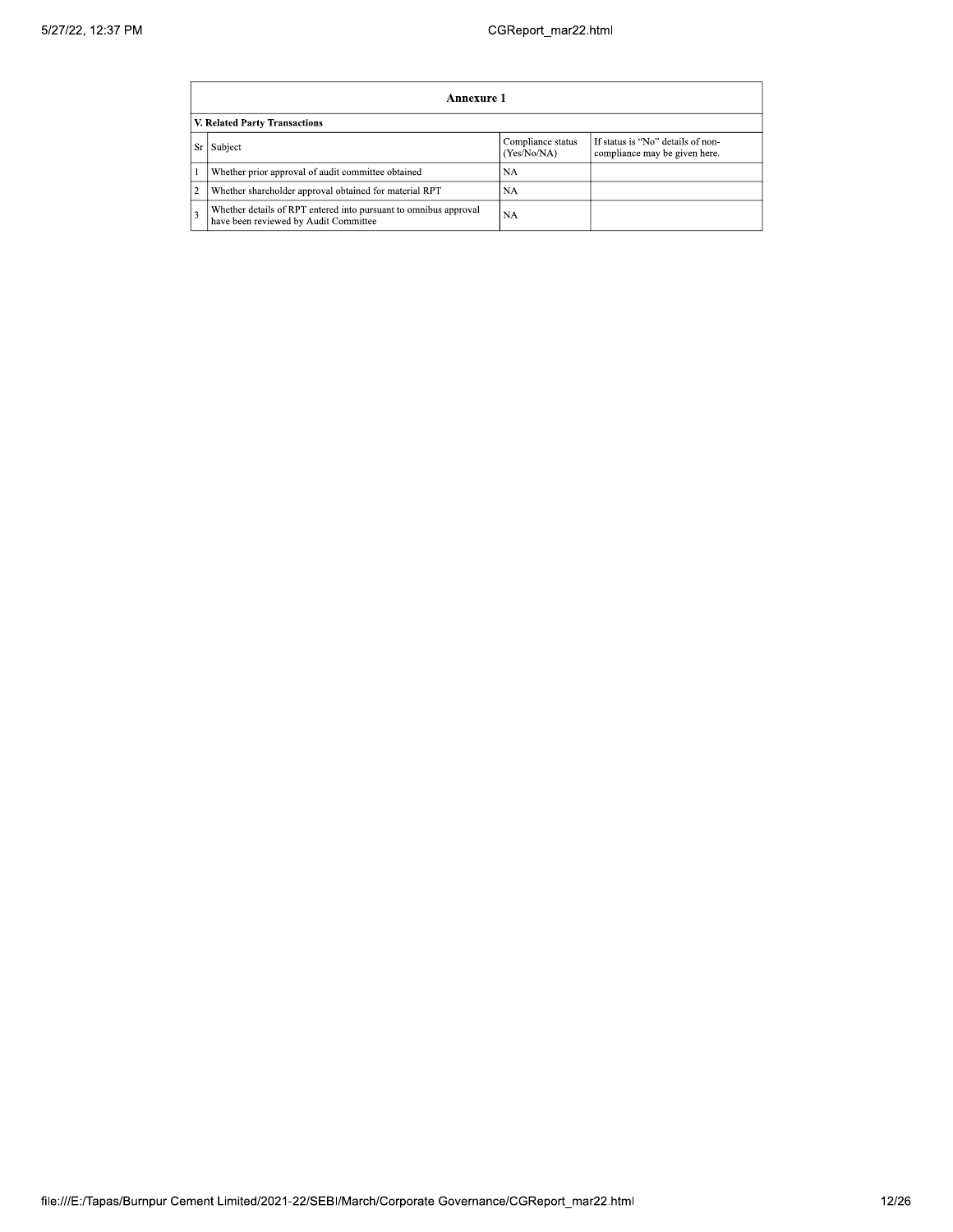| Annexure 1 | | | |
|---|---|---|---|
| **V. Related Party Transactions** | | | |
| Sr | Subject | Compliance status (Yes/No/NA) | If status is "No" details of non-compliance may be given here. |
| 1 | Whether prior approval of audit committee obtained | NA | |
| 2 | Whether shareholder approval obtained for material RPT | NA | |
| 3 | Whether details of RPT entered into pursuant to omnibus approval have been reviewed by Audit Committee | NA | |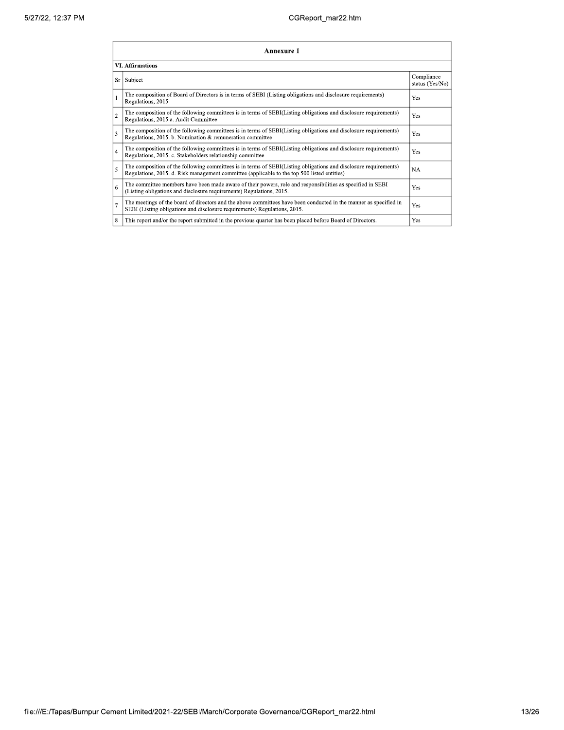| Annexure 1 | | |
|---|---|---|
| **VI. Affirmations** | | |
| Sr | Subject | Compliance status (Yes/No) |
| 1 | The composition of Board of Directors is in terms of SEBI (Listing obligations and disclosure requirements) Regulations, 2015 | Yes |
| 2 | The composition of the following committees is in terms of SEBI(Listing obligations and disclosure requirements) Regulations, 2015 a. Audit Committee | Yes |
| 3 | The composition of the following committees is in terms of SEBI(Listing obligations and disclosure requirements) Regulations, 2015. b. Nomination & remuneration committee | Yes |
| 4 | The composition of the following committees is in terms of SEBI(Listing obligations and disclosure requirements) Regulations, 2015. c. Stakeholders relationship committee | Yes |
| 5 | The composition of the following committees is in terms of SEBI(Listing obligations and disclosure requirements) Regulations, 2015. d. Risk management committee (applicable to the top 500 listed entities) | NA |
| 6 | The committee members have been made aware of their powers, role and responsibilities as specified in SEBI (Listing obligations and disclosure requirements) Regulations, 2015. | Yes |
| 7 | The meetings of the board of directors and the above committees have been conducted in the manner as specified in SEBI (Listing obligations and disclosure requirements) Regulations, 2015. | Yes |
| 8 | This report and/or the report submitted in the previous quarter has been placed before Board of Directors. | Yes |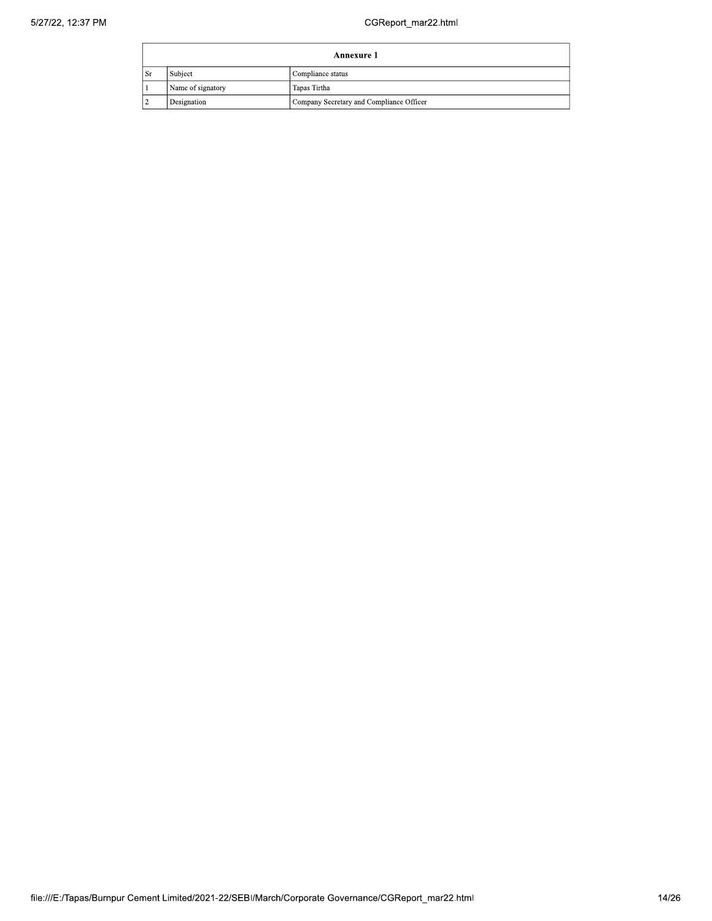| Annexure 1 | | |
|---|---|---|
| Sr | Subject | Compliance status |
| 1 | Name of signatory | Tapas Tirtha |
| 2 | Designation | Company Secretary and Compliance Officer |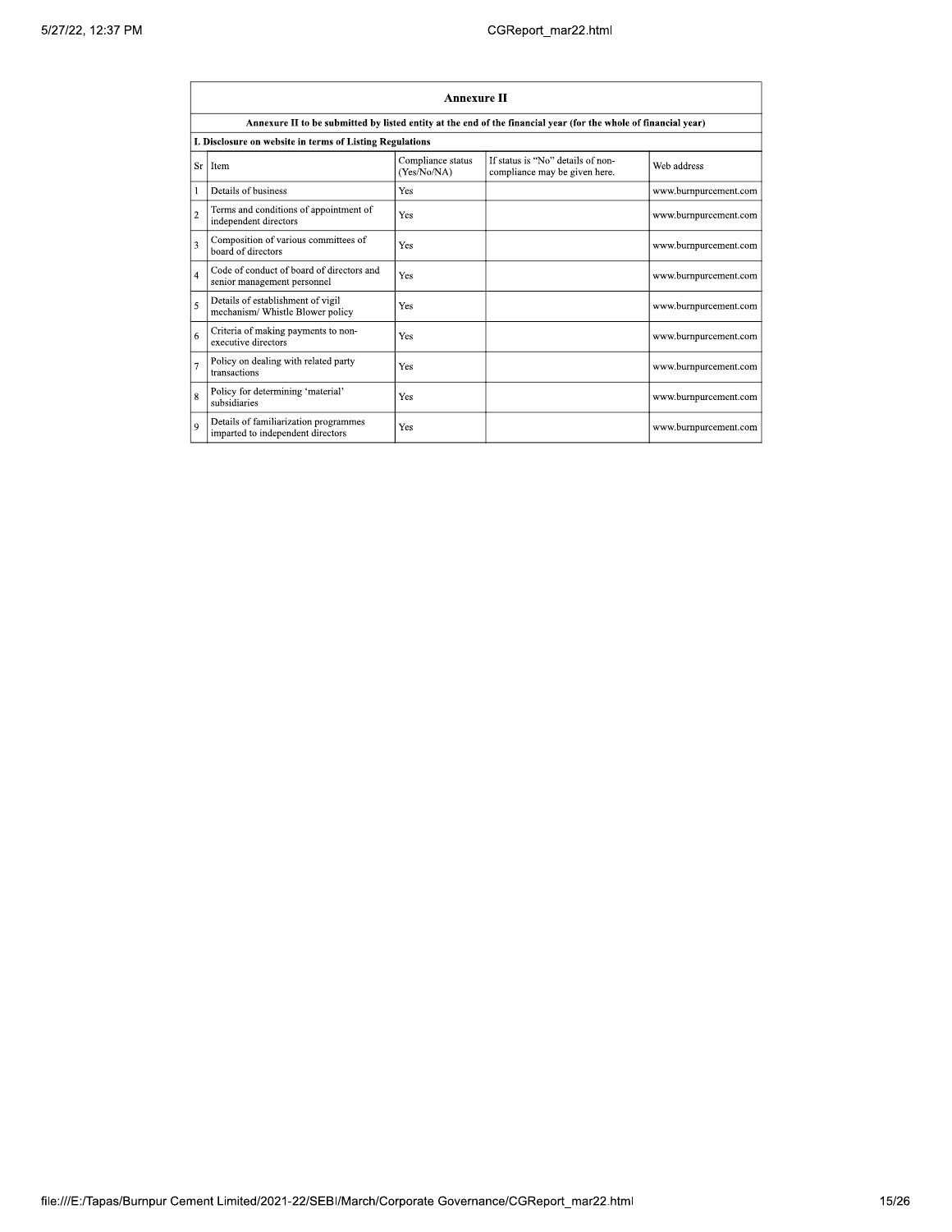## Annexure II

**Annexure II to be submitted by listed entity at the end of the financial year (for the whole of financial year)**

**I. Disclosure on website in terms of Listing Regulations**

| Sr | Item | Compliance status (Yes/No/NA) | If status is "No" details of non-compliance may be given here. | Web address |
|---|---|---|---|---|
| 1 | Details of business | Yes | | www.burnpurcement.com |
| 2 | Terms and conditions of appointment of independent directors | Yes | | www.burnpurcement.com |
| 3 | Composition of various committees of board of directors | Yes | | www.burnpurcement.com |
| 4 | Code of conduct of board of directors and senior management personnel | Yes | | www.burnpurcement.com |
| 5 | Details of establishment of vigil mechanism/ Whistle Blower policy | Yes | | www.burnpurcement.com |
| 6 | Criteria of making payments to non-executive directors | Yes | | www.burnpurcement.com |
| 7 | Policy on dealing with related party transactions | Yes | | www.burnpurcement.com |
| 8 | Policy for determining 'material' subsidiaries | Yes | | www.burnpurcement.com |
| 9 | Details of familiarization programmes imparted to independent directors | Yes | | www.burnpurcement.com |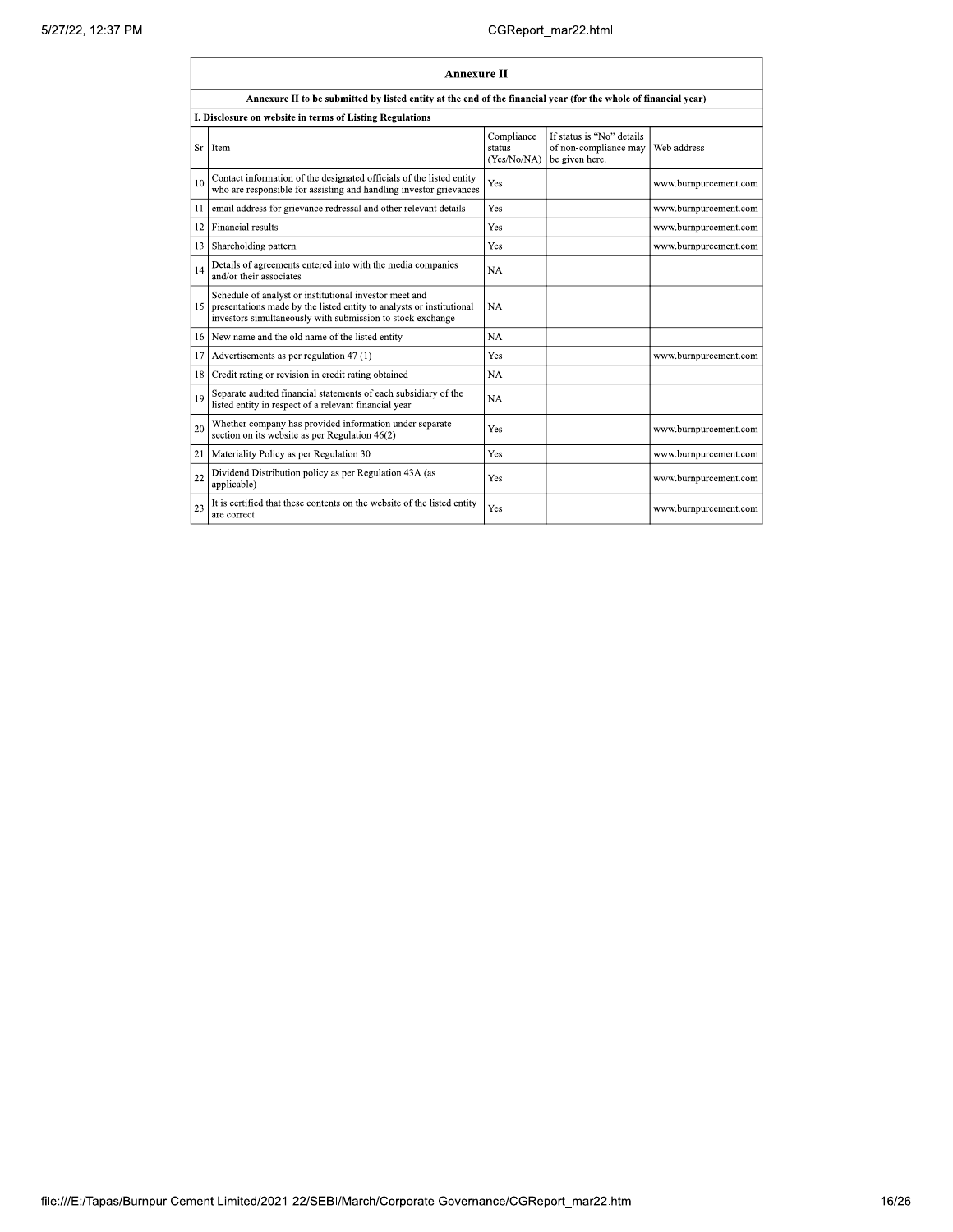## Annexure II

**Annexure II to be submitted by listed entity at the end of the financial year (for the whole of financial year)**

**I. Disclosure on website in terms of Listing Regulations**

| Sr | Item | Compliance status (Yes/No/NA) | If status is "No" details of non-compliance may be given here. | Web address |
|---|---|---|---|---|
| 10 | Contact information of the designated officials of the listed entity who are responsible for assisting and handling investor grievances | Yes | | www.burnpurcement.com |
| 11 | email address for grievance redressal and other relevant details | Yes | | www.burnpurcement.com |
| 12 | Financial results | Yes | | www.burnpurcement.com |
| 13 | Shareholding pattern | Yes | | www.burnpurcement.com |
| 14 | Details of agreements entered into with the media companies and/or their associates | NA | | |
| 15 | Schedule of analyst or institutional investor meet and presentations made by the listed entity to analysts or institutional investors simultaneously with submission to stock exchange | NA | | |
| 16 | New name and the old name of the listed entity | NA | | |
| 17 | Advertisements as per regulation 47 (1) | Yes | | www.burnpurcement.com |
| 18 | Credit rating or revision in credit rating obtained | NA | | |
| 19 | Separate audited financial statements of each subsidiary of the listed entity in respect of a relevant financial year | NA | | |
| 20 | Whether company has provided information under separate section on its website as per Regulation 46(2) | Yes | | www.burnpurcement.com |
| 21 | Materiality Policy as per Regulation 30 | Yes | | www.burnpurcement.com |
| 22 | Dividend Distribution policy as per Regulation 43A (as applicable) | Yes | | www.burnpurcement.com |
| 23 | It is certified that these contents on the website of the listed entity are correct | Yes | | www.burnpurcement.com |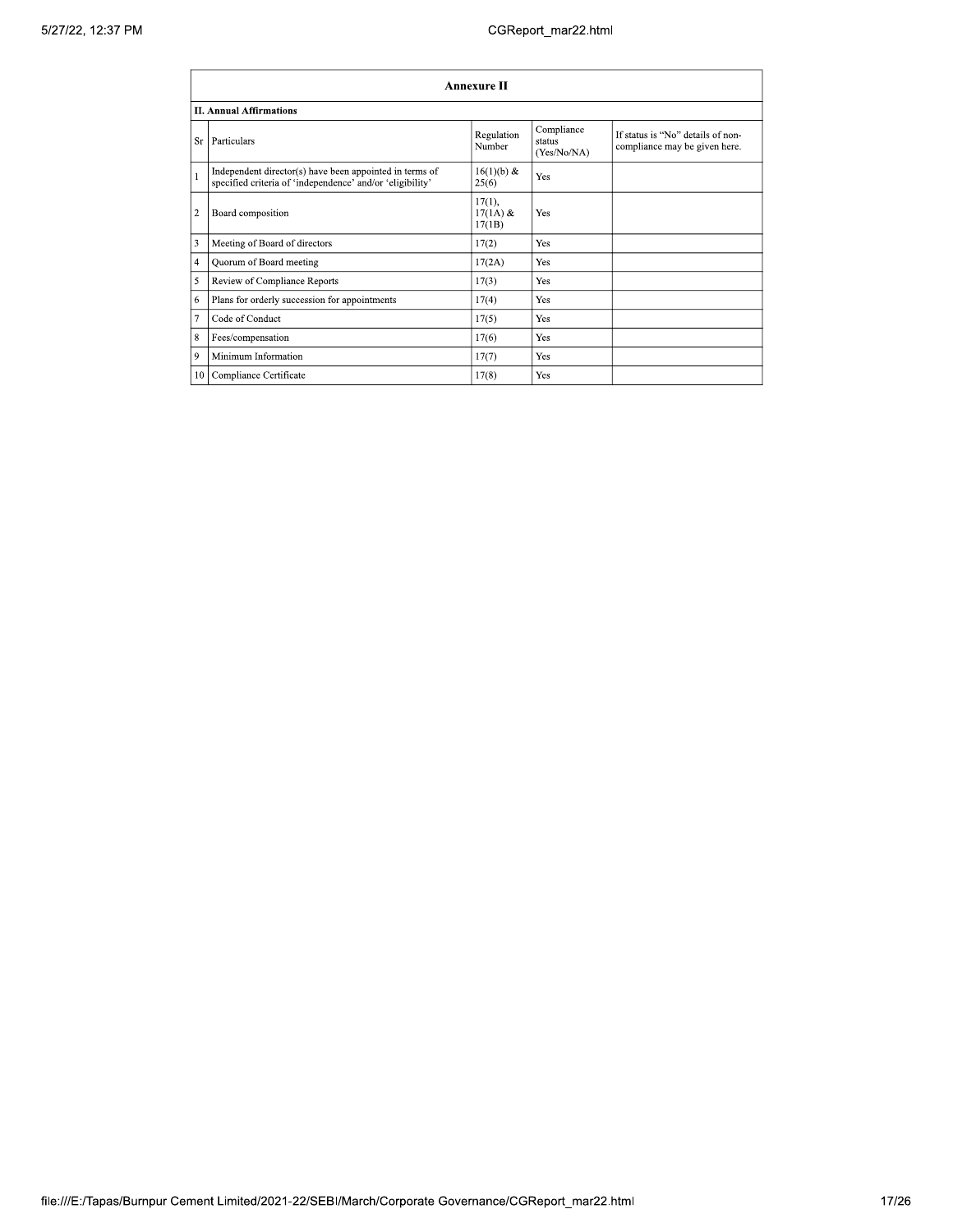## Annexure II

### II. Annual Affirmations

| Sr | Particulars | Regulation Number | Compliance status (Yes/No/NA) | If status is "No" details of non-compliance may be given here. |
|---|---|---|---|---|
| 1 | Independent director(s) have been appointed in terms of specified criteria of 'independence' and/or 'eligibility' | 16(1)(b) & 25(6) | Yes | |
| 2 | Board composition | 17(1), 17(1A) & 17(1B) | Yes | |
| 3 | Meeting of Board of directors | 17(2) | Yes | |
| 4 | Quorum of Board meeting | 17(2A) | Yes | |
| 5 | Review of Compliance Reports | 17(3) | Yes | |
| 6 | Plans for orderly succession for appointments | 17(4) | Yes | |
| 7 | Code of Conduct | 17(5) | Yes | |
| 8 | Fees/compensation | 17(6) | Yes | |
| 9 | Minimum Information | 17(7) | Yes | |
| 10 | Compliance Certificate | 17(8) | Yes | |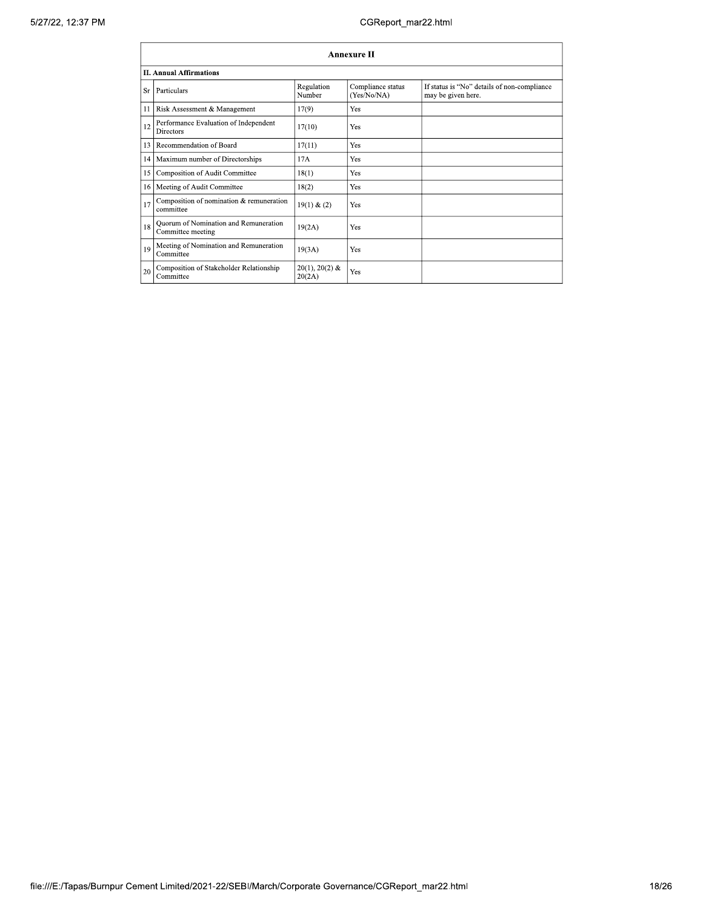## Annexure II

### II. Annual Affirmations

| Sr | Particulars | Regulation Number | Compliance status (Yes/No/NA) | If status is "No" details of non-compliance may be given here. |
|---|---|---|---|---|
| 11 | Risk Assessment & Management | 17(9) | Yes | |
| 12 | Performance Evaluation of Independent Directors | 17(10) | Yes | |
| 13 | Recommendation of Board | 17(11) | Yes | |
| 14 | Maximum number of Directorships | 17A | Yes | |
| 15 | Composition of Audit Committee | 18(1) | Yes | |
| 16 | Meeting of Audit Committee | 18(2) | Yes | |
| 17 | Composition of nomination & remuneration committee | 19(1) & (2) | Yes | |
| 18 | Quorum of Nomination and Remuneration Committee meeting | 19(2A) | Yes | |
| 19 | Meeting of Nomination and Remuneration Committee | 19(3A) | Yes | |
| 20 | Composition of Stakeholder Relationship Committee | 20(1), 20(2) & 20(2A) | Yes | |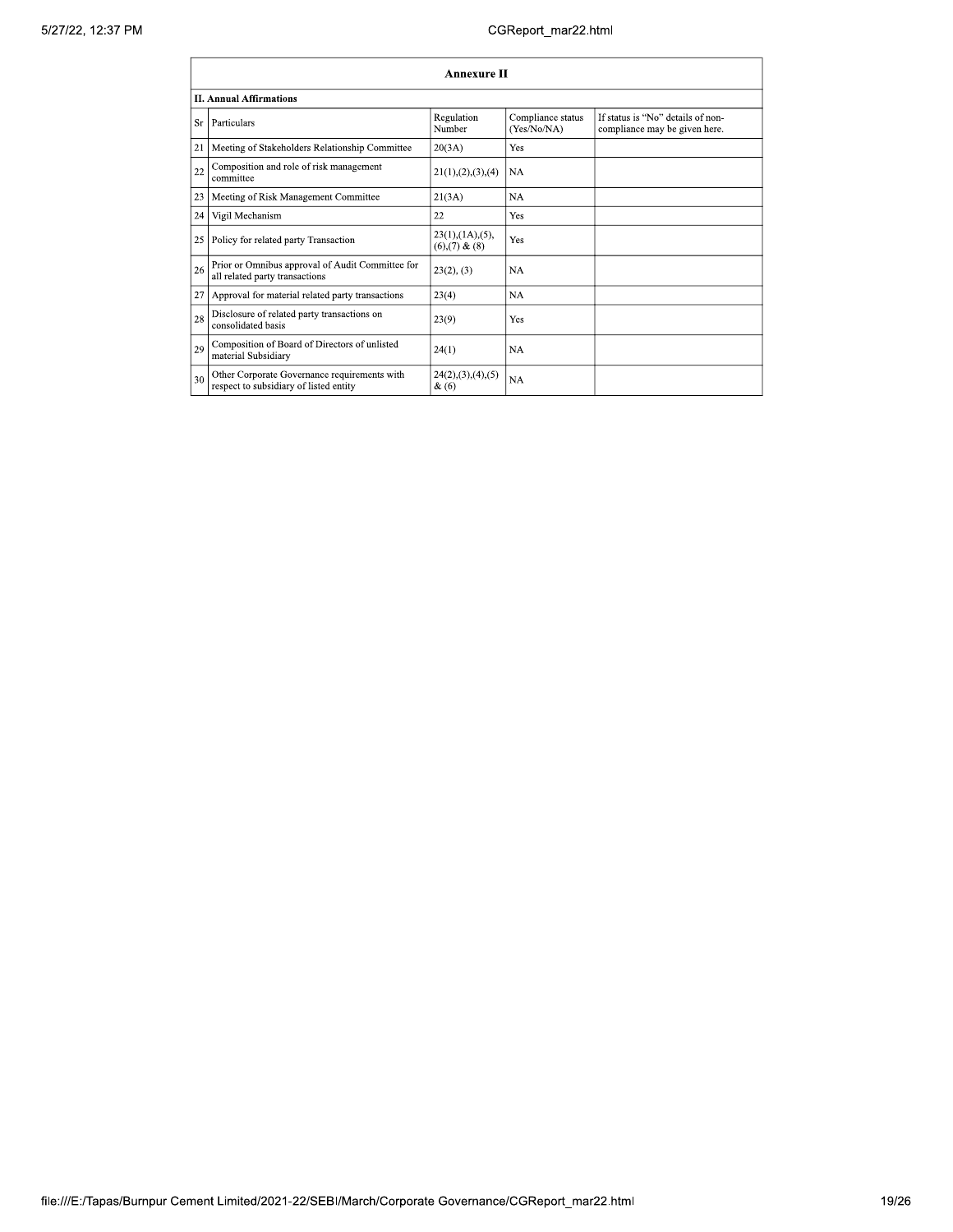## Annexure II

### II. Annual Affirmations

| Sr | Particulars | Regulation Number | Compliance status (Yes/No/NA) | If status is "No" details of non-compliance may be given here. |
|---|---|---|---|---|
| 21 | Meeting of Stakeholders Relationship Committee | 20(3A) | Yes | |
| 22 | Composition and role of risk management committee | 21(1),(2),(3),(4) | NA | |
| 23 | Meeting of Risk Management Committee | 21(3A) | NA | |
| 24 | Vigil Mechanism | 22 | Yes | |
| 25 | Policy for related party Transaction | 23(1),(1A),(5),(6),(7) & (8) | Yes | |
| 26 | Prior or Omnibus approval of Audit Committee for all related party transactions | 23(2), (3) | NA | |
| 27 | Approval for material related party transactions | 23(4) | NA | |
| 28 | Disclosure of related party transactions on consolidated basis | 23(9) | Yes | |
| 29 | Composition of Board of Directors of unlisted material Subsidiary | 24(1) | NA | |
| 30 | Other Corporate Governance requirements with respect to subsidiary of listed entity | 24(2),(3),(4),(5) & (6) | NA | |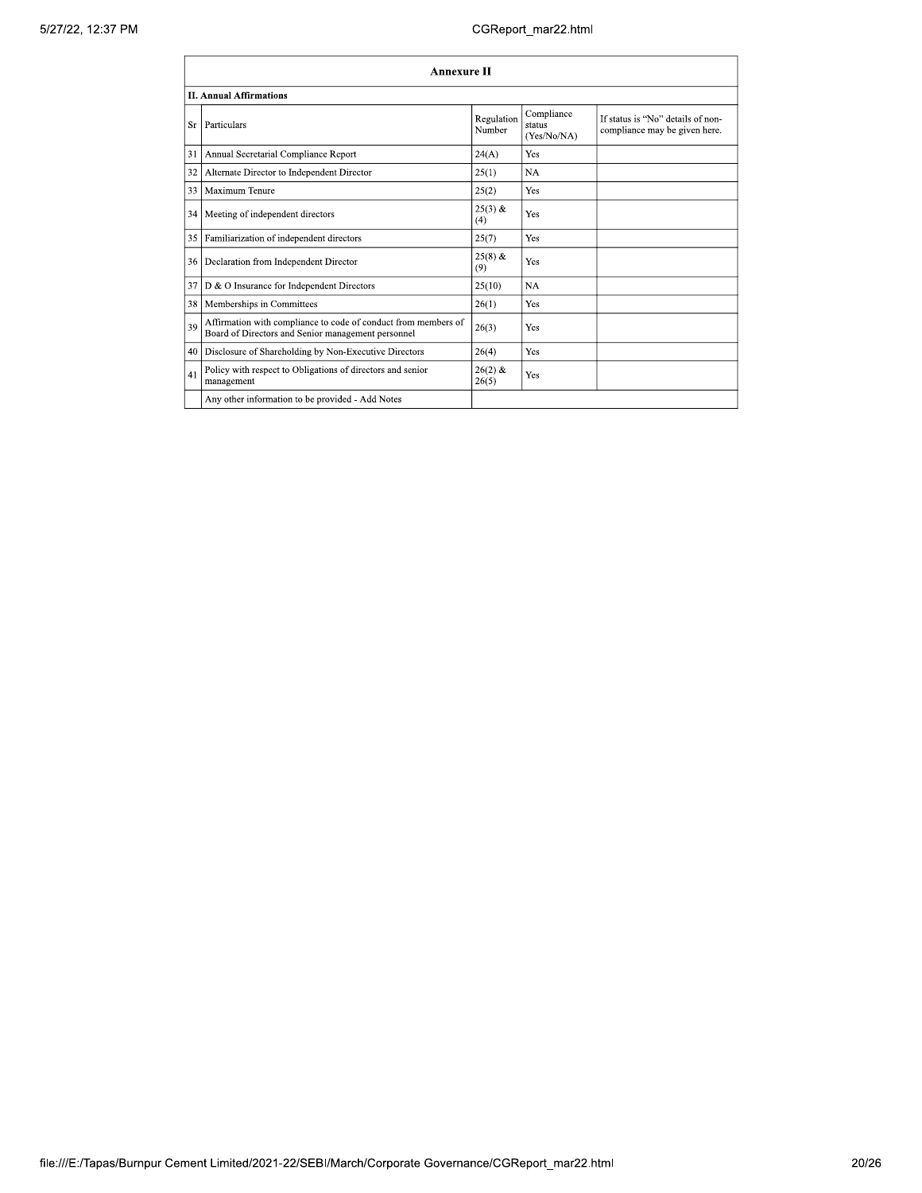| Annexure II | | | | |
|---|---|---|---|---|
| **II. Annual Affirmations** | | | | |
| Sr | Particulars | Regulation Number | Compliance status (Yes/No/NA) | If status is "No" details of non-compliance may be given here. |
| 31 | Annual Secretarial Compliance Report | 24(A) | Yes | |
| 32 | Alternate Director to Independent Director | 25(1) | NA | |
| 33 | Maximum Tenure | 25(2) | Yes | |
| 34 | Meeting of independent directors | 25(3) & (4) | Yes | |
| 35 | Familiarization of independent directors | 25(7) | Yes | |
| 36 | Declaration from Independent Director | 25(8) & (9) | Yes | |
| 37 | D & O Insurance for Independent Directors | 25(10) | NA | |
| 38 | Memberships in Committees | 26(1) | Yes | |
| 39 | Affirmation with compliance to code of conduct from members of Board of Directors and Senior management personnel | 26(3) | Yes | |
| 40 | Disclosure of Shareholding by Non-Executive Directors | 26(4) | Yes | |
| 41 | Policy with respect to Obligations of directors and senior management | 26(2) & 26(5) | Yes | |
| | Any other information to be provided - Add Notes | | | |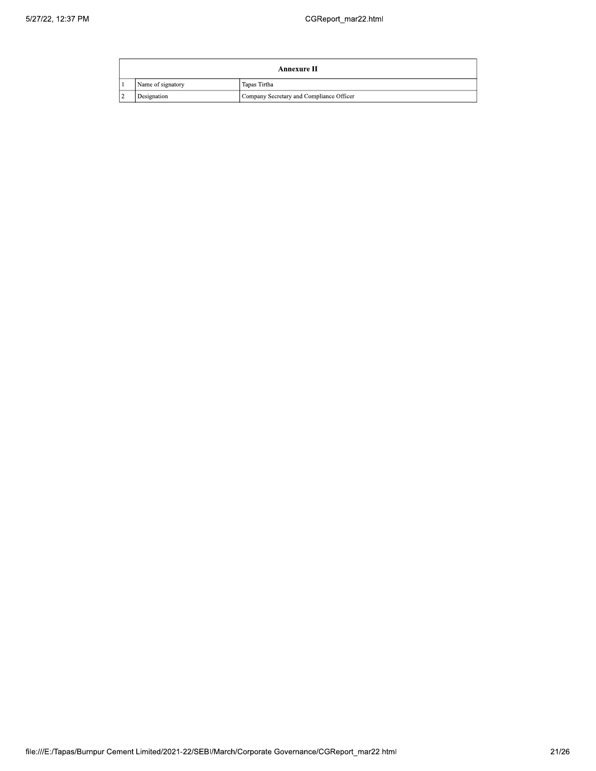| Annexure II | | |
|---|---|---|
| 1 | Name of signatory | Tapas Tirtha |
| 2 | Designation | Company Secretary and Compliance Officer |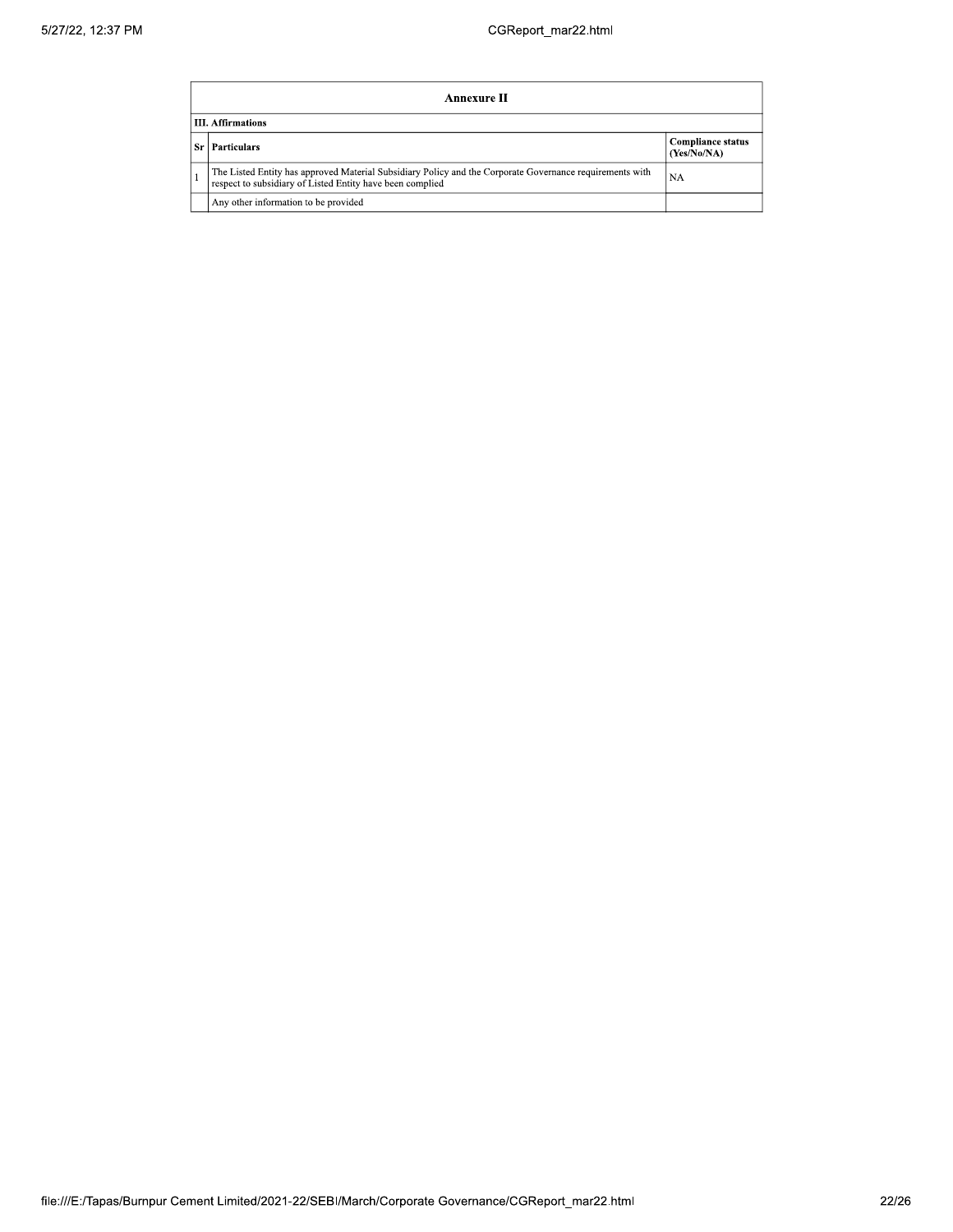| Annexure II | | |
|---|---|---|
| **III. Affirmations** | | |
| **Sr** | **Particulars** | **Compliance status (Yes/No/NA)** |
| 1 | The Listed Entity has approved Material Subsidiary Policy and the Corporate Governance requirements with respect to subsidiary of Listed Entity have been complied | NA |
| | Any other information to be provided | |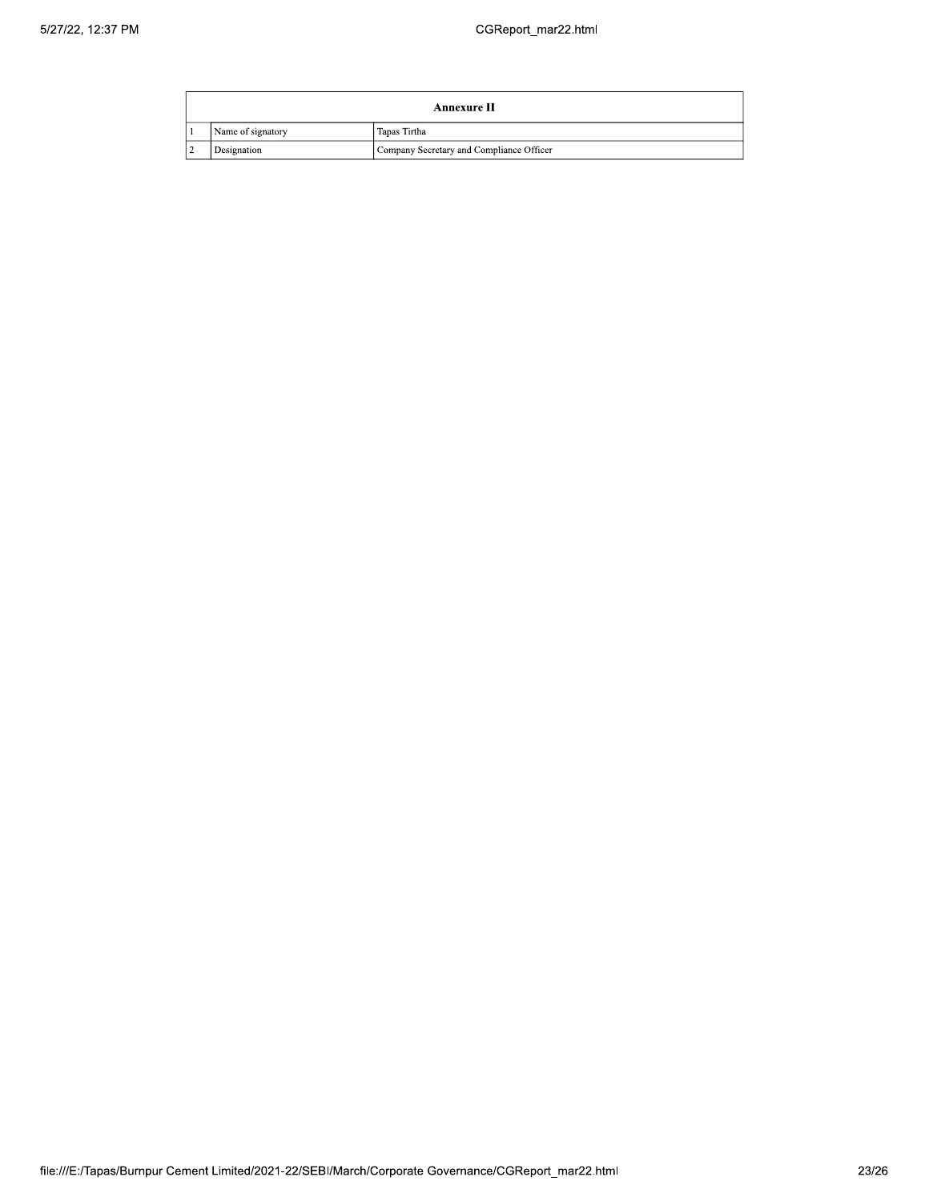| Annexure II | | |
|---|---|---|
| 1 | Name of signatory | Tapas Tirtha |
| 2 | Designation | Company Secretary and Compliance Officer |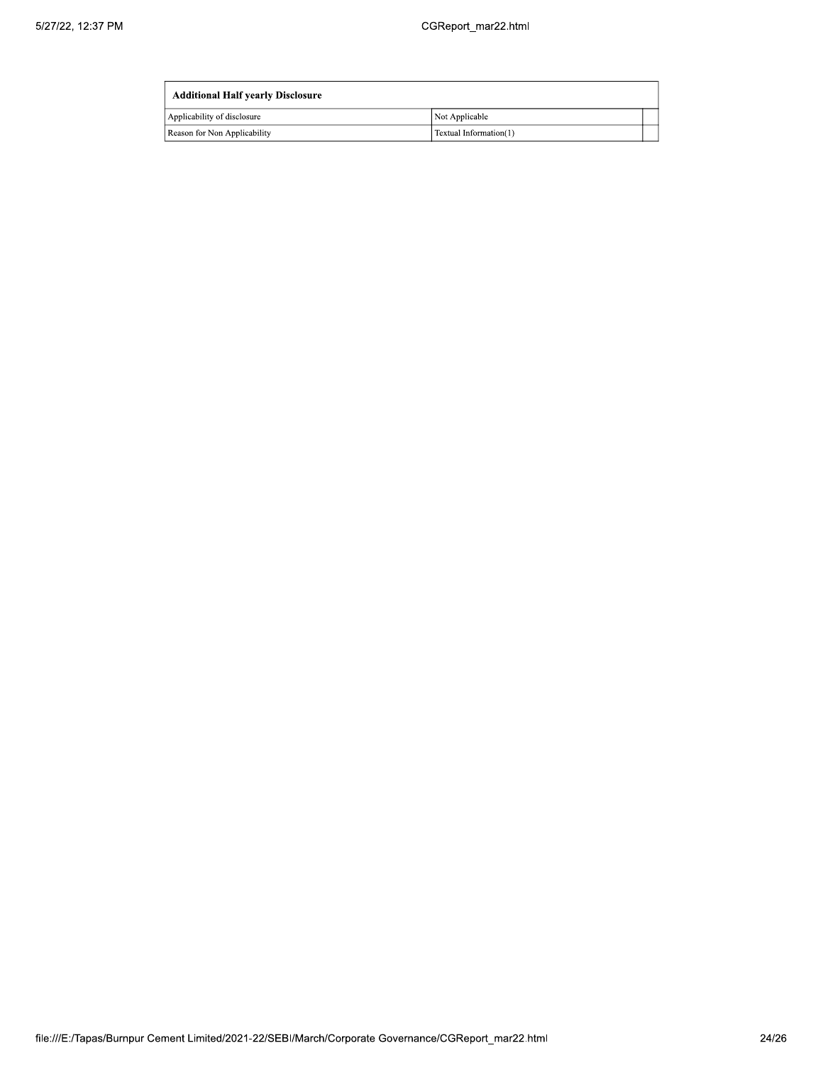| Additional Half yearly Disclosure | | |
|---|---|---|
| Applicability of disclosure | Not Applicable | |
| Reason for Non Applicability | Textual Information(1) | |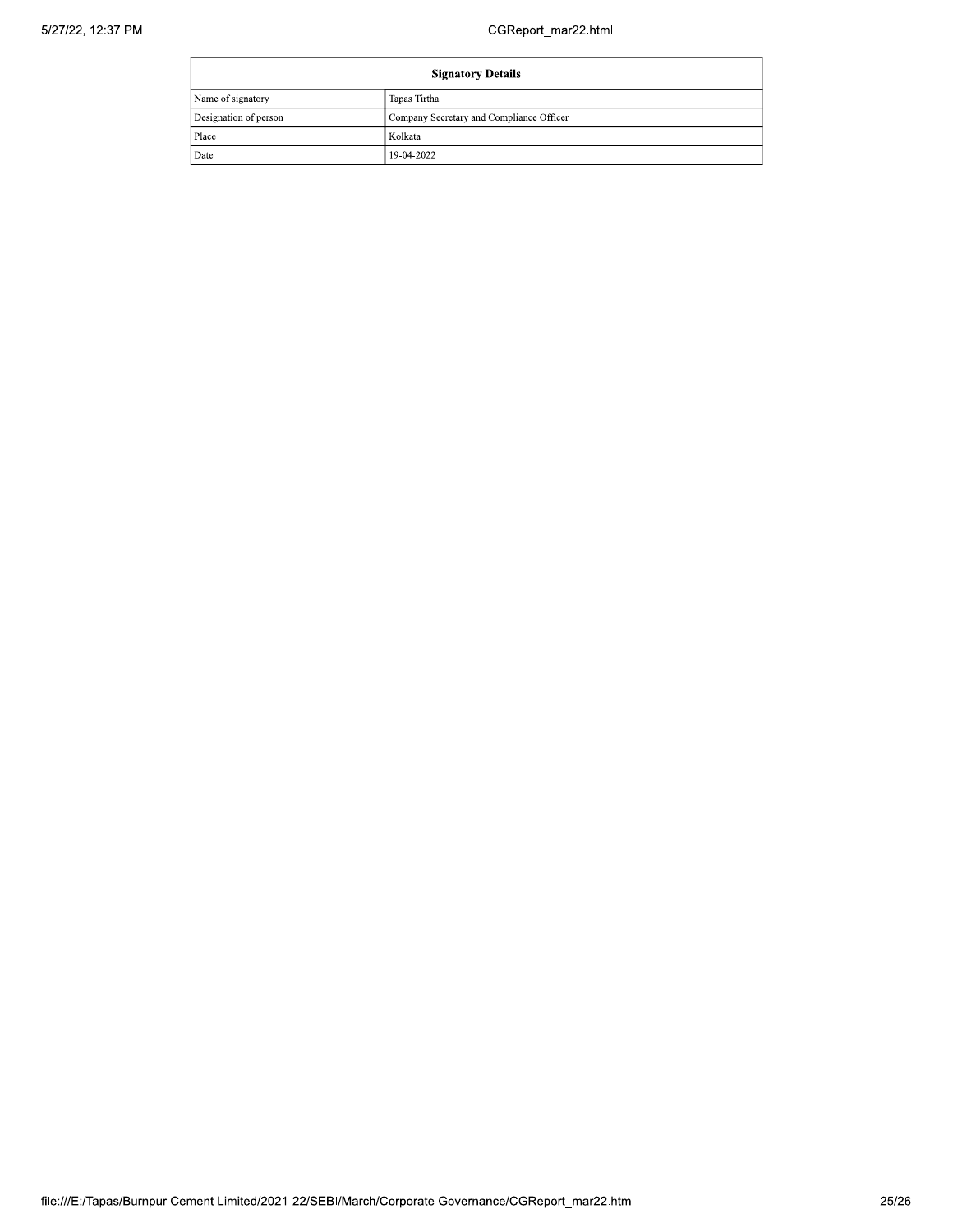| Signatory Details | |
|---|---|
| Name of signatory | Tapas Tirtha |
| Designation of person | Company Secretary and Compliance Officer |
| Place | Kolkata |
| Date | 19-04-2022 |